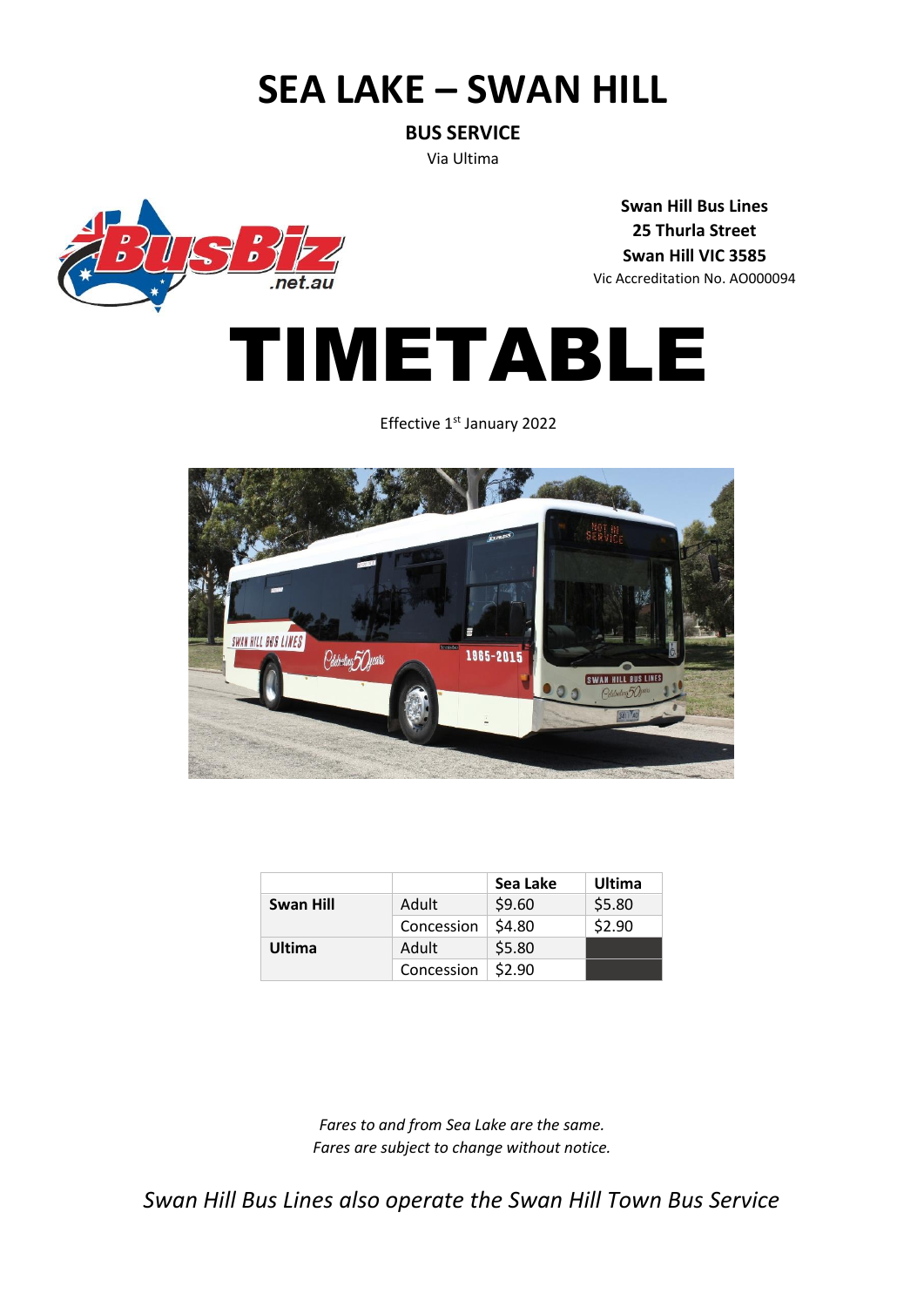# SEA LAKE – SWAN HILL

**BUS SERVICE**

Via Ultima

**Swan Hill Bus Lines**
**25 Thurla Street**
**Swan Hill VIC 3585**
Vic Accreditation No. AO000094

# TIMETABLE

Effective 1st January 2022

| | | Sea Lake | Ultima |
|---|---|---|---|
| **Swan Hill** | Adult | $9.60 | $5.80 |
| | Concession | $4.80 | $2.90 |
| **Ultima** | Adult | $5.80 | |
| | Concession | $2.90 | |

*Fares to and from Sea Lake are the same.*
*Fares are subject to change without notice.*

*Swan Hill Bus Lines also operate the Swan Hill Town Bus Service*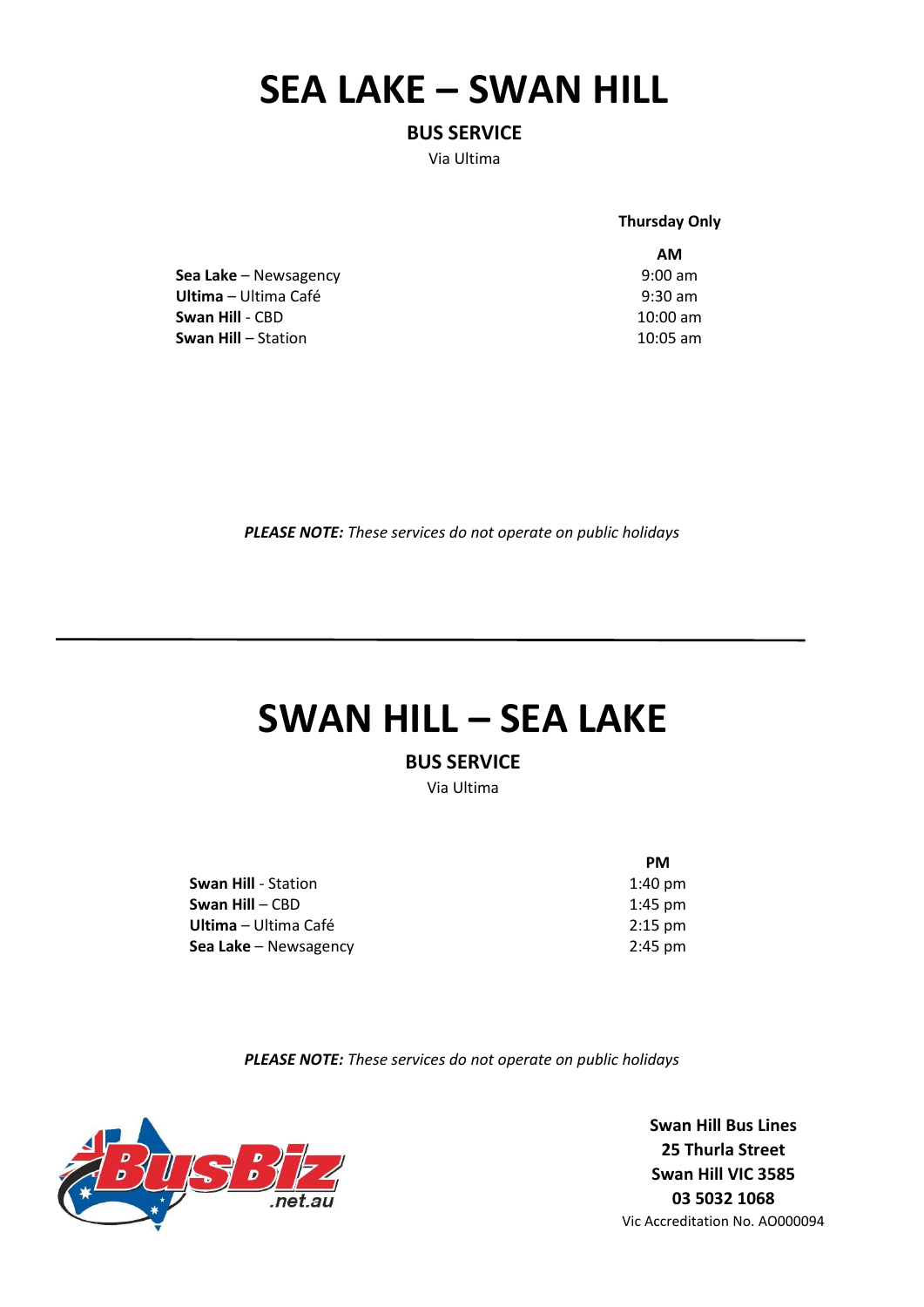# SEA LAKE – SWAN HILL

## BUS SERVICE

Via Ultima

| | Thursday Only |
|---|---|
| | **AM** |
| **Sea Lake** – Newsagency | 9:00 am |
| **Ultima** – Ultima Café | 9:30 am |
| **Swan Hill** - CBD | 10:00 am |
| **Swan Hill** – Station | 10:05 am |

***PLEASE NOTE:*** *These services do not operate on public holidays*

---

# SWAN HILL – SEA LAKE

## BUS SERVICE

Via Ultima

| | PM |
|---|---|
| **Swan Hill** - Station | 1:40 pm |
| **Swan Hill** – CBD | 1:45 pm |
| **Ultima** – Ultima Café | 2:15 pm |
| **Sea Lake** – Newsagency | 2:45 pm |

***PLEASE NOTE:*** *These services do not operate on public holidays*

BusBiz .net.au

**Swan Hill Bus Lines**
**25 Thurla Street**
**Swan Hill VIC 3585**
**03 5032 1068**
Vic Accreditation No. AO000094